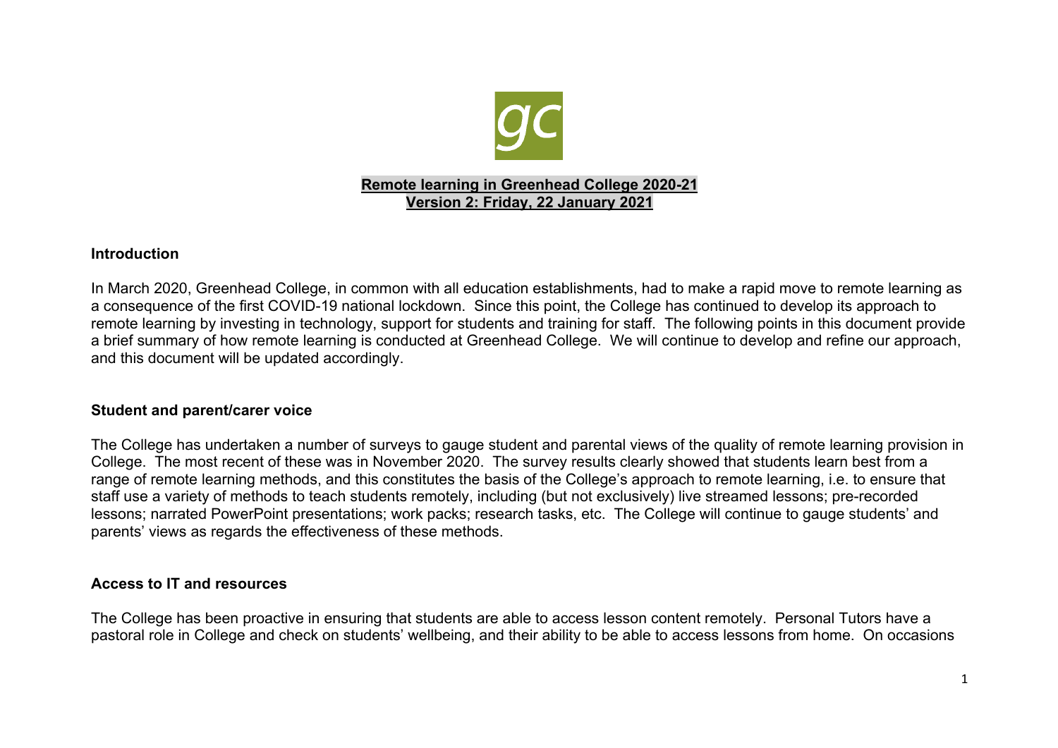# Remote learning in Greenhead College 2020-21

**Version 2: Friday, 22 January 2021**

## Introduction

In March 2020, Greenhead College, in common with all education establishments, had to make a rapid move to remote learning as a consequence of the first COVID-19 national lockdown. Since this point, the College has continued to develop its approach to remote learning by investing in technology, support for students and training for staff. The following points in this document provide a brief summary of how remote learning is conducted at Greenhead College. We will continue to develop and refine our approach, and this document will be updated accordingly.

## Student and parent/carer voice

The College has undertaken a number of surveys to gauge student and parental views of the quality of remote learning provision in College. The most recent of these was in November 2020. The survey results clearly showed that students learn best from a range of remote learning methods, and this constitutes the basis of the College's approach to remote learning, i.e. to ensure that staff use a variety of methods to teach students remotely, including (but not exclusively) live streamed lessons; pre-recorded lessons; narrated PowerPoint presentations; work packs; research tasks, etc. The College will continue to gauge students' and parents' views as regards the effectiveness of these methods.

## Access to IT and resources

The College has been proactive in ensuring that students are able to access lesson content remotely. Personal Tutors have a pastoral role in College and check on students' wellbeing, and their ability to be able to access lessons from home. On occasions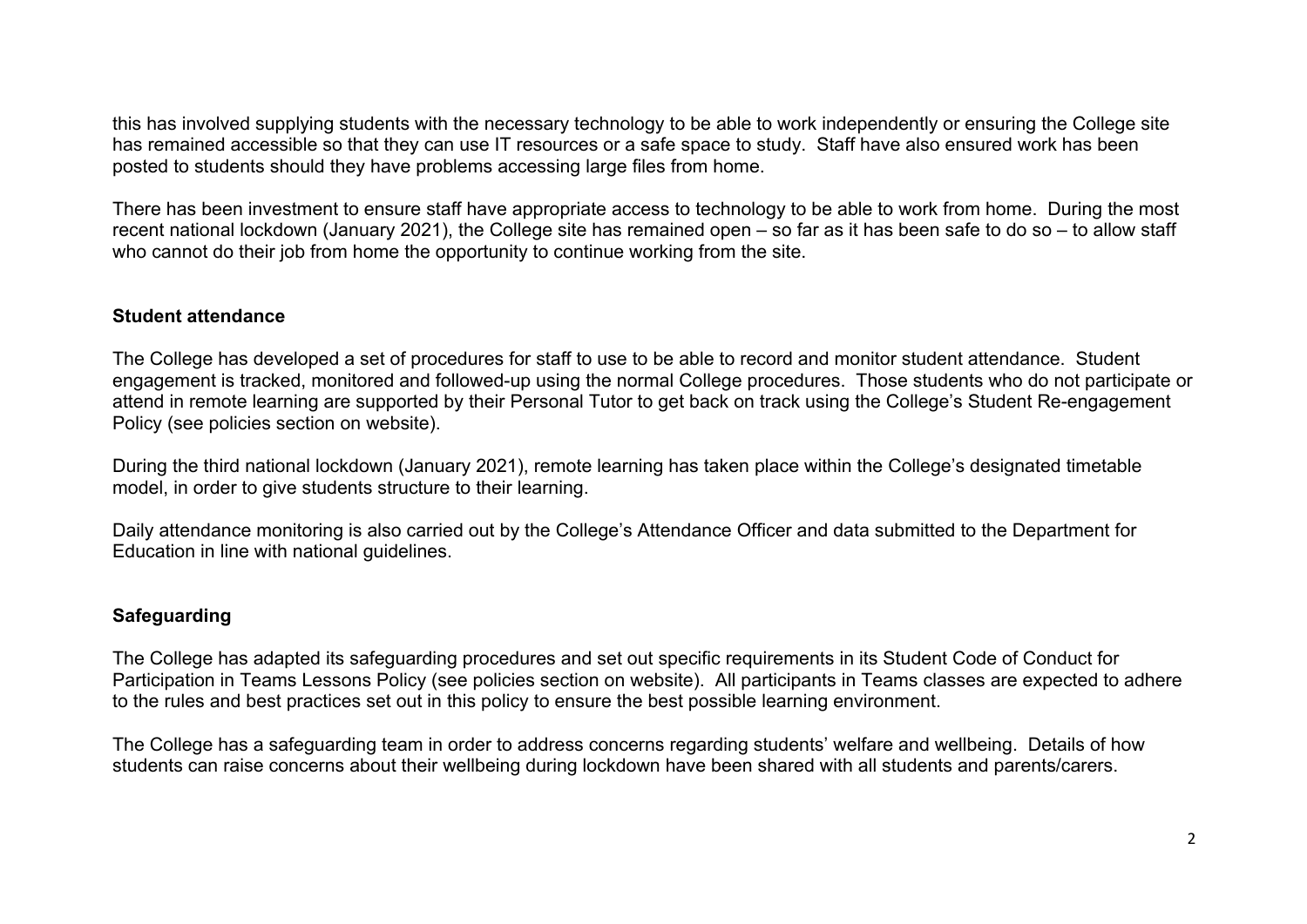this has involved supplying students with the necessary technology to be able to work independently or ensuring the College site has remained accessible so that they can use IT resources or a safe space to study. Staff have also ensured work has been posted to students should they have problems accessing large files from home.

There has been investment to ensure staff have appropriate access to technology to be able to work from home. During the most recent national lockdown (January 2021), the College site has remained open – so far as it has been safe to do so – to allow staff who cannot do their job from home the opportunity to continue working from the site.

**Student attendance**

The College has developed a set of procedures for staff to use to be able to record and monitor student attendance. Student engagement is tracked, monitored and followed-up using the normal College procedures. Those students who do not participate or attend in remote learning are supported by their Personal Tutor to get back on track using the College's Student Re-engagement Policy (see policies section on website).

During the third national lockdown (January 2021), remote learning has taken place within the College's designated timetable model, in order to give students structure to their learning.

Daily attendance monitoring is also carried out by the College's Attendance Officer and data submitted to the Department for Education in line with national guidelines.

**Safeguarding**

The College has adapted its safeguarding procedures and set out specific requirements in its Student Code of Conduct for Participation in Teams Lessons Policy (see policies section on website). All participants in Teams classes are expected to adhere to the rules and best practices set out in this policy to ensure the best possible learning environment.

The College has a safeguarding team in order to address concerns regarding students' welfare and wellbeing. Details of how students can raise concerns about their wellbeing during lockdown have been shared with all students and parents/carers.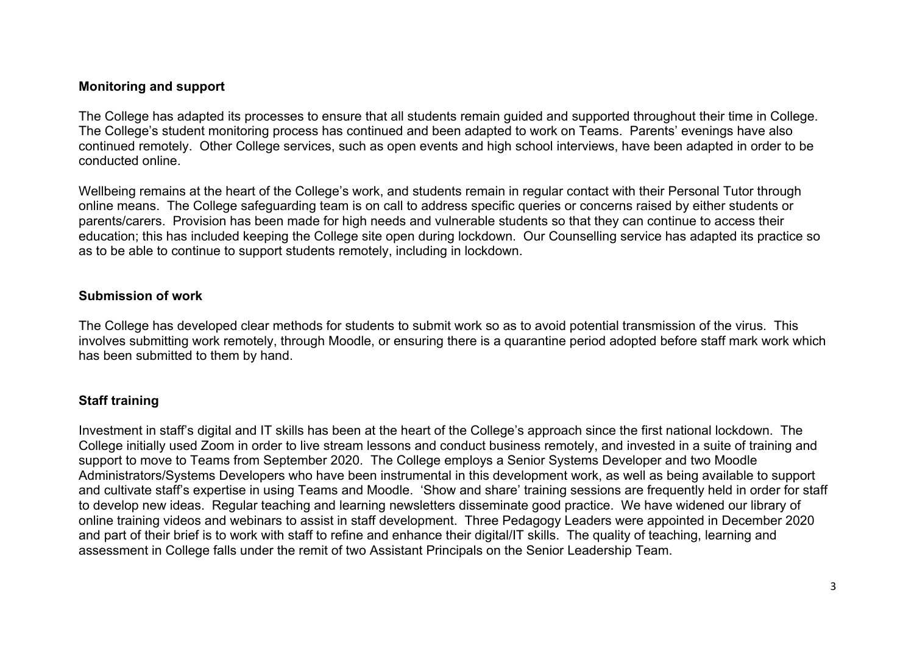**Monitoring and support**

The College has adapted its processes to ensure that all students remain guided and supported throughout their time in College. The College's student monitoring process has continued and been adapted to work on Teams. Parents' evenings have also continued remotely. Other College services, such as open events and high school interviews, have been adapted in order to be conducted online.

Wellbeing remains at the heart of the College's work, and students remain in regular contact with their Personal Tutor through online means. The College safeguarding team is on call to address specific queries or concerns raised by either students or parents/carers. Provision has been made for high needs and vulnerable students so that they can continue to access their education; this has included keeping the College site open during lockdown. Our Counselling service has adapted its practice so as to be able to continue to support students remotely, including in lockdown.

**Submission of work**

The College has developed clear methods for students to submit work so as to avoid potential transmission of the virus. This involves submitting work remotely, through Moodle, or ensuring there is a quarantine period adopted before staff mark work which has been submitted to them by hand.

**Staff training**

Investment in staff's digital and IT skills has been at the heart of the College's approach since the first national lockdown. The College initially used Zoom in order to live stream lessons and conduct business remotely, and invested in a suite of training and support to move to Teams from September 2020. The College employs a Senior Systems Developer and two Moodle Administrators/Systems Developers who have been instrumental in this development work, as well as being available to support and cultivate staff's expertise in using Teams and Moodle. 'Show and share' training sessions are frequently held in order for staff to develop new ideas. Regular teaching and learning newsletters disseminate good practice. We have widened our library of online training videos and webinars to assist in staff development. Three Pedagogy Leaders were appointed in December 2020 and part of their brief is to work with staff to refine and enhance their digital/IT skills. The quality of teaching, learning and assessment in College falls under the remit of two Assistant Principals on the Senior Leadership Team.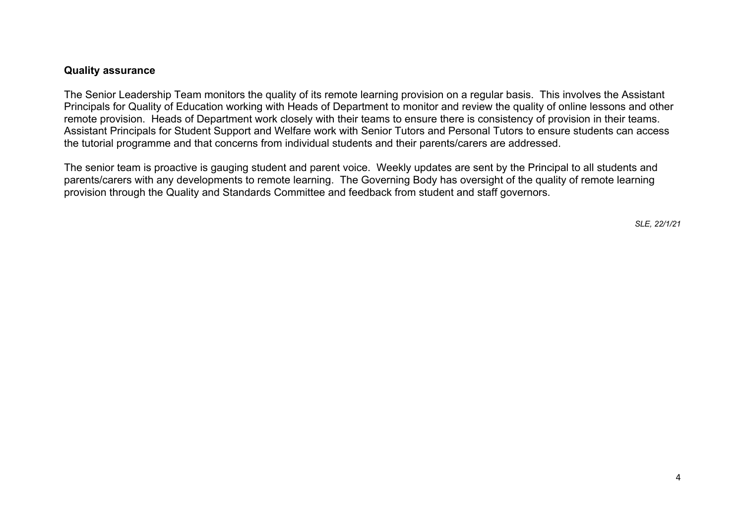**Quality assurance**

The Senior Leadership Team monitors the quality of its remote learning provision on a regular basis. This involves the Assistant Principals for Quality of Education working with Heads of Department to monitor and review the quality of online lessons and other remote provision. Heads of Department work closely with their teams to ensure there is consistency of provision in their teams. Assistant Principals for Student Support and Welfare work with Senior Tutors and Personal Tutors to ensure students can access the tutorial programme and that concerns from individual students and their parents/carers are addressed.

The senior team is proactive is gauging student and parent voice. Weekly updates are sent by the Principal to all students and parents/carers with any developments to remote learning. The Governing Body has oversight of the quality of remote learning provision through the Quality and Standards Committee and feedback from student and staff governors.

*SLE, 22/1/21*